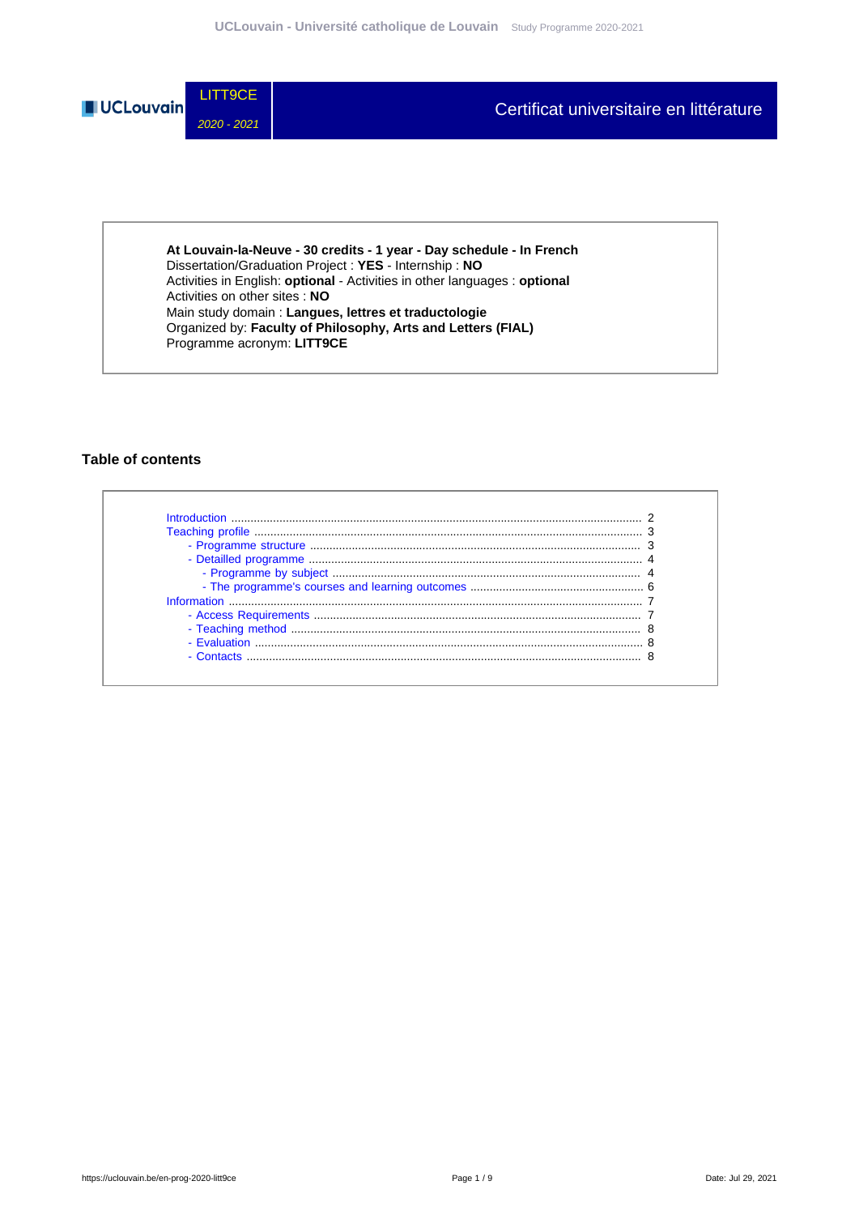# LITT9CE

*2020 - 2021*

# Certificat universitaire en littérature

**At Louvain-la-Neuve - 30 credits - 1 year - Day schedule - In French**
Dissertation/Graduation Project : **YES** - Internship : **NO**
Activities in English: **optional** - Activities in other languages : **optional**
Activities on other sites : **NO**
Main study domain : **Langues, lettres et traductologie**
Organized by: **Faculty of Philosophy, Arts and Letters (FIAL)**
Programme acronym: **LITT9CE**

## Table of contents

- Introduction ........ 2
- Teaching profile ........ 3
  - Programme structure ........ 3
  - Detailled programme ........ 4
    - Programme by subject ........ 4
    - The programme's courses and learning outcomes ........ 6
- Information ........ 7
  - Access Requirements ........ 7
  - Teaching method ........ 8
  - Evaluation ........ 8
  - Contacts ........ 8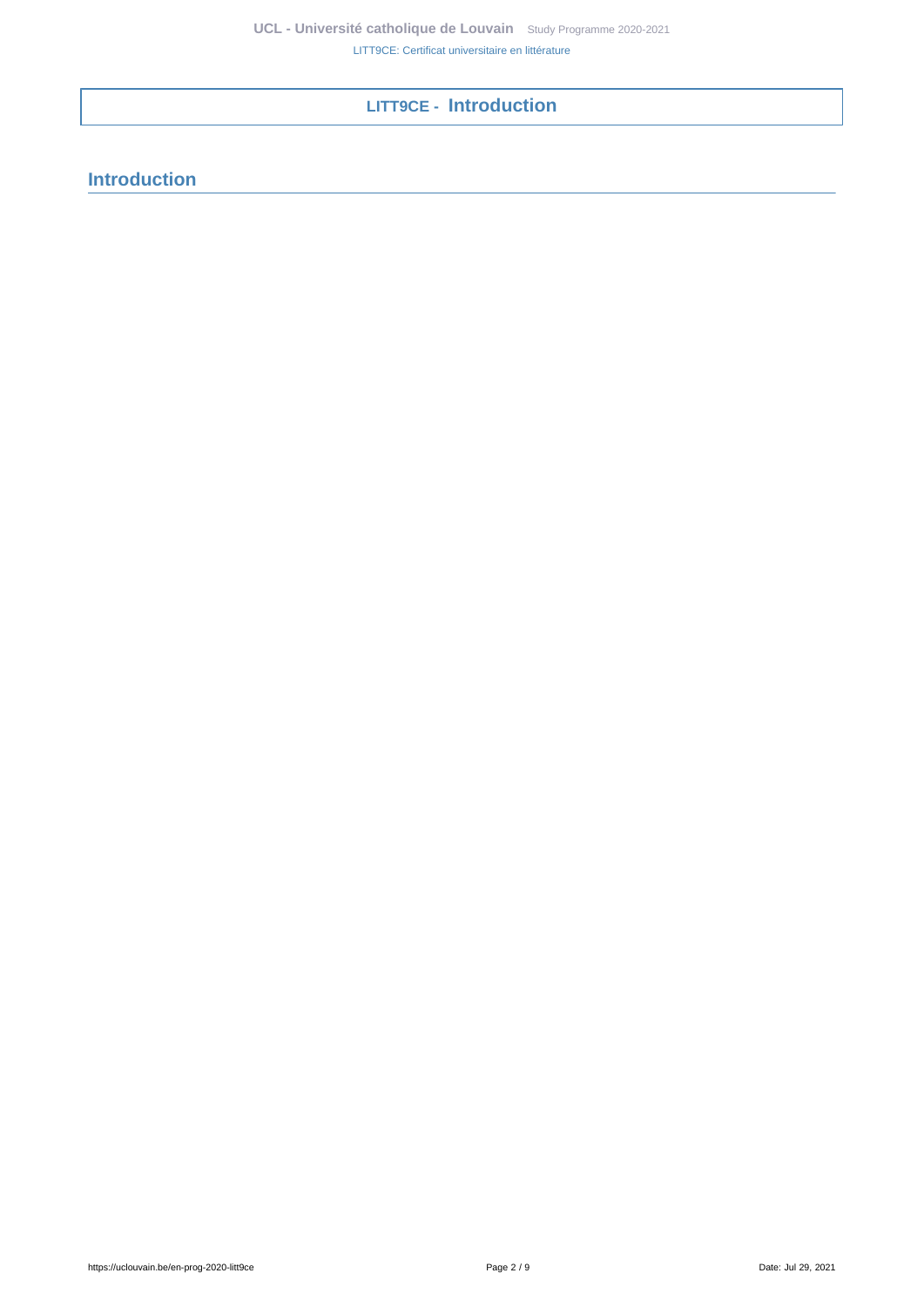# LITT9CE - Introduction

## Introduction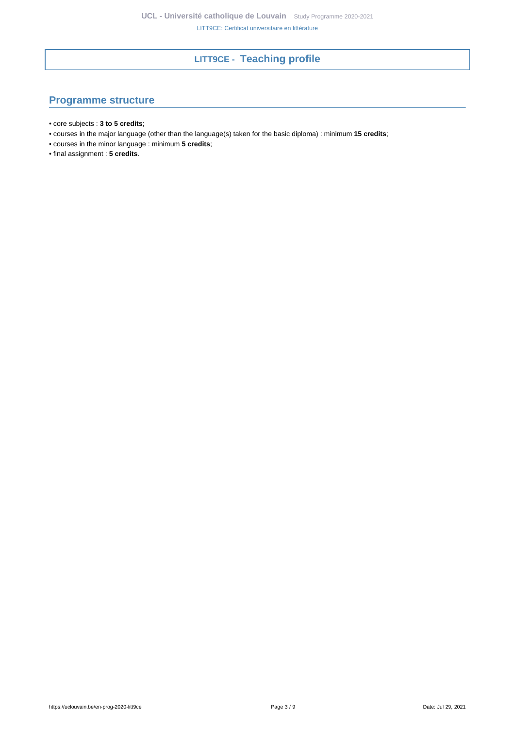# LITT9CE - Teaching profile

## Programme structure

- core subjects : **3 to 5 credits**;
- courses in the major language (other than the language(s) taken for the basic diploma) : minimum **15 credits**;
- courses in the minor language : minimum **5 credits**;
- final assignment : **5 credits**.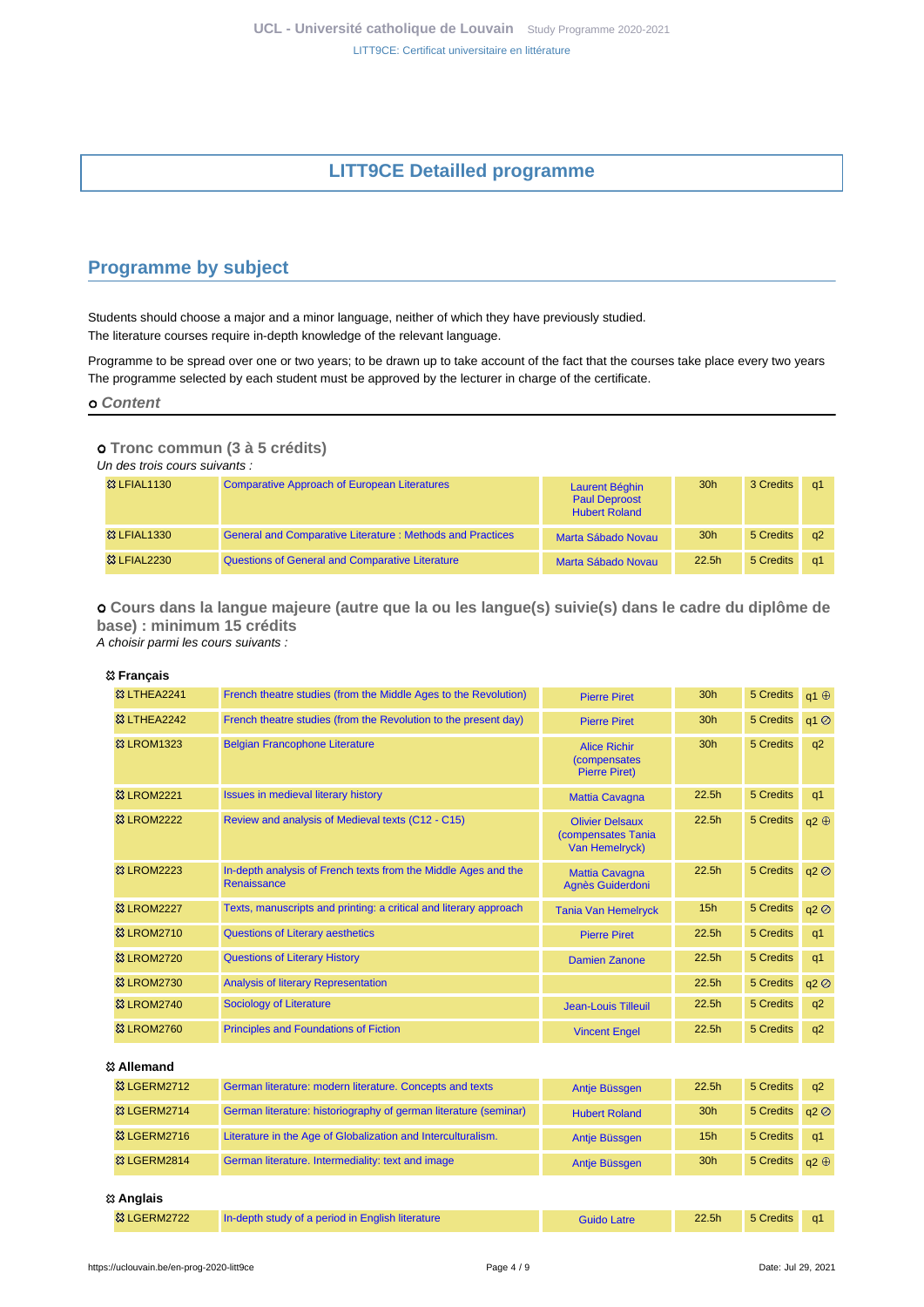# LITT9CE Detailled programme

## Programme by subject

Students should choose a major and a minor language, neither of which they have previously studied.
The literature courses require in-depth knowledge of the relevant language.

Programme to be spread over one or two years; to be drawn up to take account of the fact that the courses take place every two years
The programme selected by each student must be approved by the lecturer in charge of the certificate.

### Content

#### Tronc commun (3 à 5 crédits)

*Un des trois cours suivants :*

| | | | | | |
|---|---|---|---|---|---|
| LFIAL1130 | Comparative Approach of European Literatures | Laurent Béghin, Paul Deproost, Hubert Roland | 30h | 3 Credits | q1 |
| LFIAL1330 | General and Comparative Literature : Methods and Practices | Marta Sábado Novau | 30h | 5 Credits | q2 |
| LFIAL2230 | Questions of General and Comparative Literature | Marta Sábado Novau | 22.5h | 5 Credits | q1 |

#### Cours dans la langue majeure (autre que la ou les langue(s) suivie(s) dans le cadre du diplôme de base) : minimum 15 crédits

*A choisir parmi les cours suivants :*

**Français**

| | | | | | |
|---|---|---|---|---|---|
| LTHEA2241 | French theatre studies (from the Middle Ages to the Revolution) | Pierre Piret | 30h | 5 Credits | q1 ⊕ |
| LTHEA2242 | French theatre studies (from the Revolution to the present day) | Pierre Piret | 30h | 5 Credits | q1 ⊘ |
| LROM1323 | Belgian Francophone Literature | Alice Richir (compensates Pierre Piret) | 30h | 5 Credits | q2 |
| LROM2221 | Issues in medieval literary history | Mattia Cavagna | 22.5h | 5 Credits | q1 |
| LROM2222 | Review and analysis of Medieval texts (C12 - C15) | Olivier Delsaux (compensates Tania Van Hemelryck) | 22.5h | 5 Credits | q2 ⊕ |
| LROM2223 | In-depth analysis of French texts from the Middle Ages and the Renaissance | Mattia Cavagna, Agnès Guiderdoni | 22.5h | 5 Credits | q2 ⊘ |
| LROM2227 | Texts, manuscripts and printing: a critical and literary approach | Tania Van Hemelryck | 15h | 5 Credits | q2 ⊘ |
| LROM2710 | Questions of Literary aesthetics | Pierre Piret | 22.5h | 5 Credits | q1 |
| LROM2720 | Questions of Literary History | Damien Zanone | 22.5h | 5 Credits | q1 |
| LROM2730 | Analysis of literary Representation | | 22.5h | 5 Credits | q2 ⊘ |
| LROM2740 | Sociology of Literature | Jean-Louis Tilleuil | 22.5h | 5 Credits | q2 |
| LROM2760 | Principles and Foundations of Fiction | Vincent Engel | 22.5h | 5 Credits | q2 |

**Allemand**

| | | | | | |
|---|---|---|---|---|---|
| LGERM2712 | German literature: modern literature. Concepts and texts | Antje Büssgen | 22.5h | 5 Credits | q2 |
| LGERM2714 | German literature: historiography of german literature (seminar) | Hubert Roland | 30h | 5 Credits | q2 ⊘ |
| LGERM2716 | Literature in the Age of Globalization and Interculturalism. | Antje Büssgen | 15h | 5 Credits | q1 |
| LGERM2814 | German literature. Intermediality: text and image | Antje Büssgen | 30h | 5 Credits | q2 ⊕ |

**Anglais**

| | | | | | |
|---|---|---|---|---|---|
| LGERM2722 | In-depth study of a period in English literature | Guido Latre | 22.5h | 5 Credits | q1 |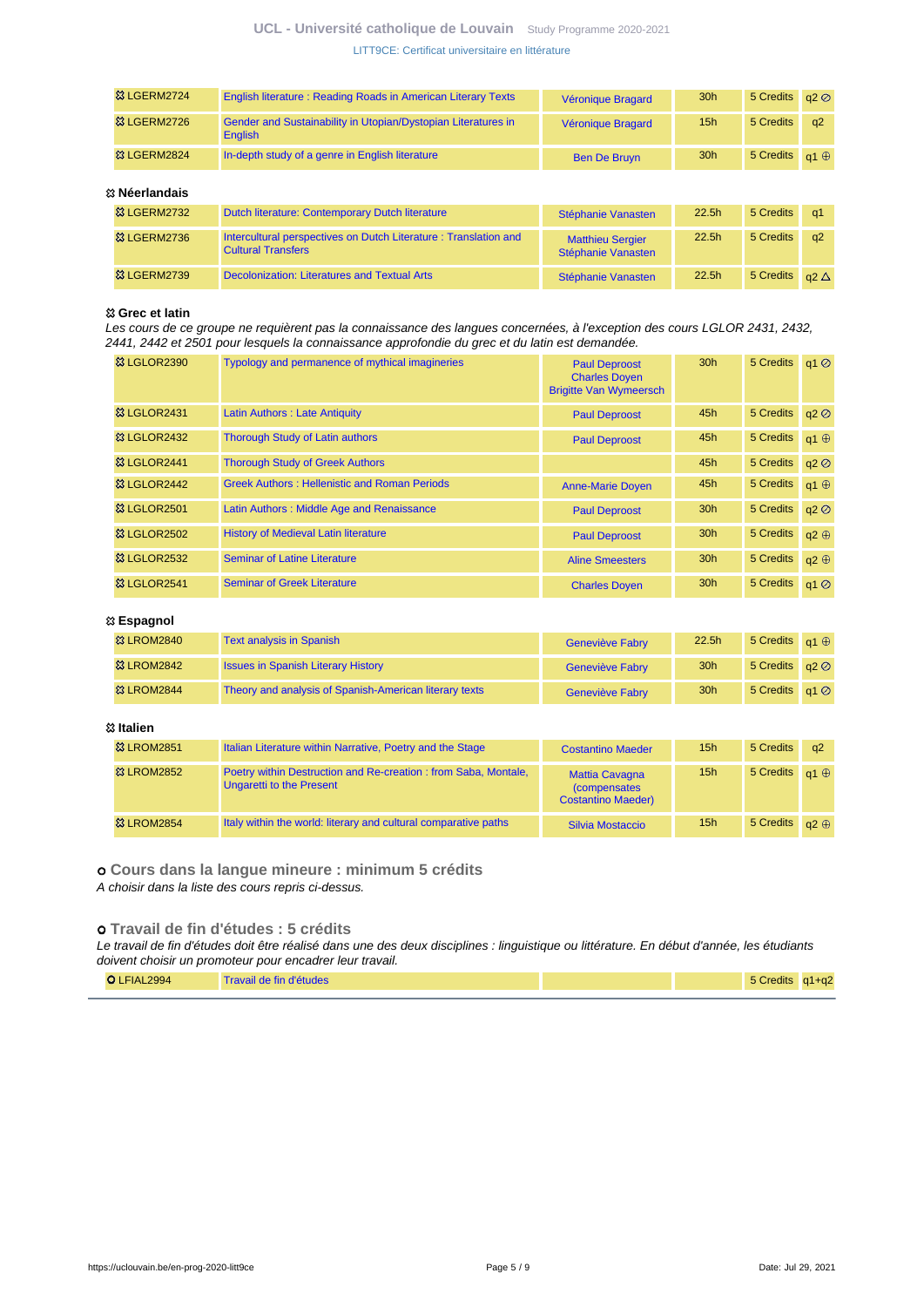| | | | | | |
|---|---|---|---|---|---|
| LGERM2724 | English literature : Reading Roads in American Literary Texts | Véronique Bragard | 30h | 5 Credits | q2 ⊘ |
| LGERM2726 | Gender and Sustainability in Utopian/Dystopian Literatures in English | Véronique Bragard | 15h | 5 Credits | q2 |
| LGERM2824 | In-depth study of a genre in English literature | Ben De Bruyn | 30h | 5 Credits | q1 ⊕ |

**Néerlandais**

| | | | | | |
|---|---|---|---|---|---|
| LGERM2732 | Dutch literature: Contemporary Dutch literature | Stéphanie Vanasten | 22.5h | 5 Credits | q1 |
| LGERM2736 | Intercultural perspectives on Dutch Literature : Translation and Cultural Transfers | Matthieu Sergier<br>Stéphanie Vanasten | 22.5h | 5 Credits | q2 |
| LGERM2739 | Decolonization: Literatures and Textual Arts | Stéphanie Vanasten | 22.5h | 5 Credits | q2 △ |

**Grec et latin**

*Les cours de ce groupe ne requièrent pas la connaissance des langues concernées, à l'exception des cours LGLOR 2431, 2432, 2441, 2442 et 2501 pour lesquels la connaissance approfondie du grec et du latin est demandée.*

| | | | | | |
|---|---|---|---|---|---|
| LGLOR2390 | Typology and permanence of mythical imagineries | Paul Deproost<br>Charles Doyen<br>Brigitte Van Wymeersch | 30h | 5 Credits | q1 ⊘ |
| LGLOR2431 | Latin Authors : Late Antiquity | Paul Deproost | 45h | 5 Credits | q2 ⊘ |
| LGLOR2432 | Thorough Study of Latin authors | Paul Deproost | 45h | 5 Credits | q1 ⊕ |
| LGLOR2441 | Thorough Study of Greek Authors | | 45h | 5 Credits | q2 ⊘ |
| LGLOR2442 | Greek Authors : Hellenistic and Roman Periods | Anne-Marie Doyen | 45h | 5 Credits | q1 ⊕ |
| LGLOR2501 | Latin Authors : Middle Age and Renaissance | Paul Deproost | 30h | 5 Credits | q2 ⊘ |
| LGLOR2502 | History of Medieval Latin literature | Paul Deproost | 30h | 5 Credits | q2 ⊕ |
| LGLOR2532 | Seminar of Latine Literature | Aline Smeesters | 30h | 5 Credits | q2 ⊕ |
| LGLOR2541 | Seminar of Greek Literature | Charles Doyen | 30h | 5 Credits | q1 ⊘ |

**Espagnol**

| | | | | | |
|---|---|---|---|---|---|
| LROM2840 | Text analysis in Spanish | Geneviève Fabry | 22.5h | 5 Credits | q1 ⊕ |
| LROM2842 | Issues in Spanish Literary History | Geneviève Fabry | 30h | 5 Credits | q2 ⊘ |
| LROM2844 | Theory and analysis of Spanish-American literary texts | Geneviève Fabry | 30h | 5 Credits | q1 ⊘ |

**Italien**

| | | | | | |
|---|---|---|---|---|---|
| LROM2851 | Italian Literature within Narrative, Poetry and the Stage | Costantino Maeder | 15h | 5 Credits | q2 |
| LROM2852 | Poetry within Destruction and Re-creation : from Saba, Montale, Ungaretti to the Present | Mattia Cavagna (compensates Costantino Maeder) | 15h | 5 Credits | q1 ⊕ |
| LROM2854 | Italy within the world: literary and cultural comparative paths | Silvia Mostaccio | 15h | 5 Credits | q2 ⊕ |

## Cours dans la langue mineure : minimum 5 crédits

*A choisir dans la liste des cours repris ci-dessus.*

## Travail de fin d'études : 5 crédits

*Le travail de fin d'études doit être réalisé dans une des deux disciplines : linguistique ou littérature. En début d'année, les étudiants doivent choisir un promoteur pour encadrer leur travail.*

| | | | | | |
|---|---|---|---|---|---|
| LFIAL2994 | Travail de fin d'études | | | 5 Credits | q1+q2 |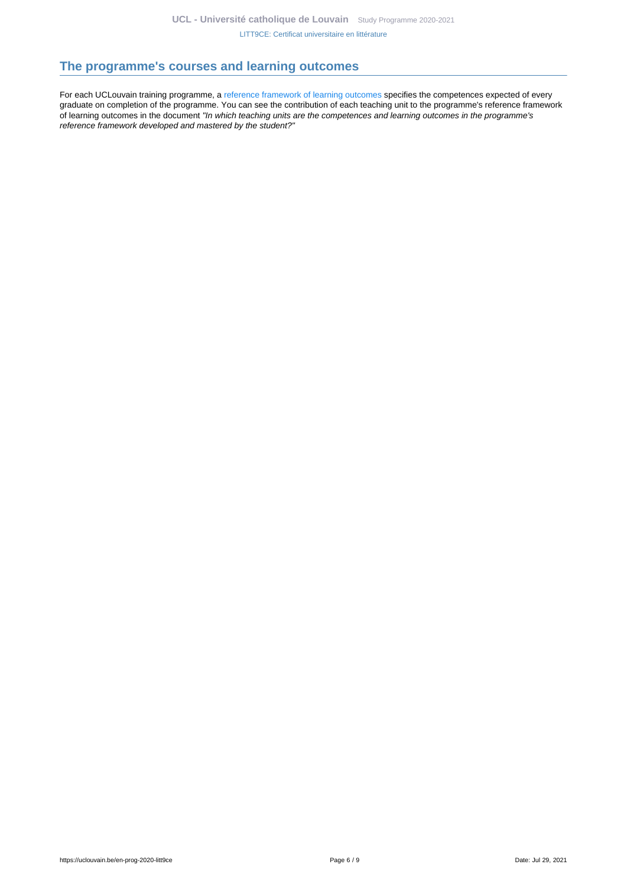## The programme's courses and learning outcomes

For each UCLouvain training programme, a reference framework of learning outcomes specifies the competences expected of every graduate on completion of the programme. You can see the contribution of each teaching unit to the programme's reference framework of learning outcomes in the document *"In which teaching units are the competences and learning outcomes in the programme's reference framework developed and mastered by the student?"*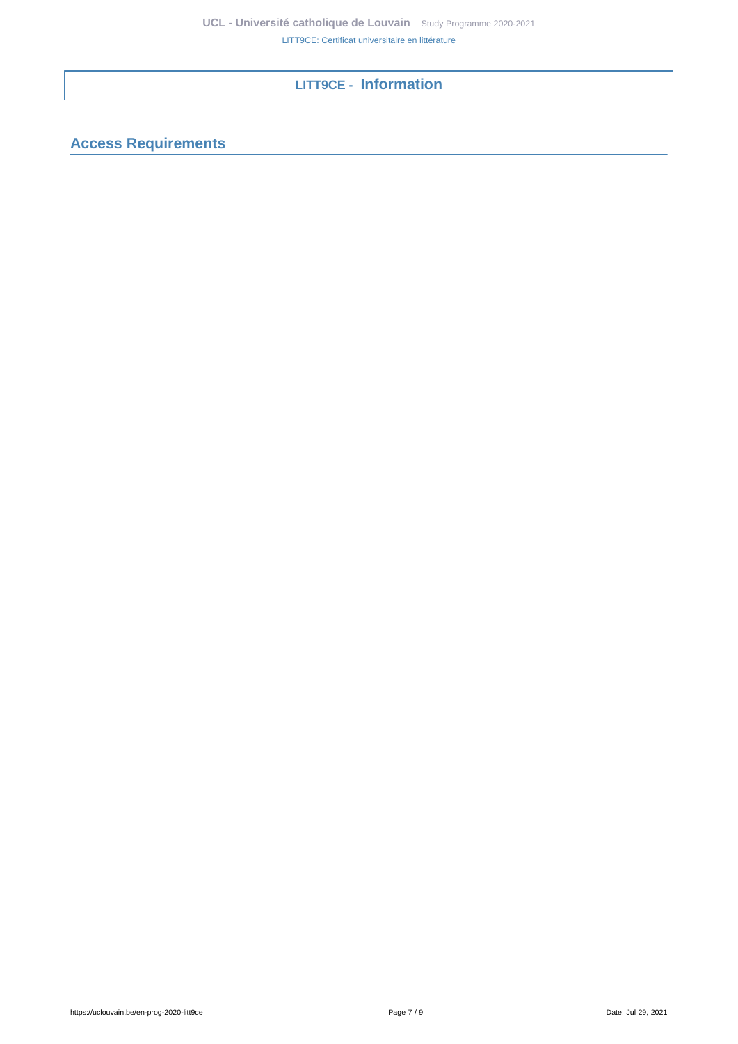# LITT9CE - Information

## Access Requirements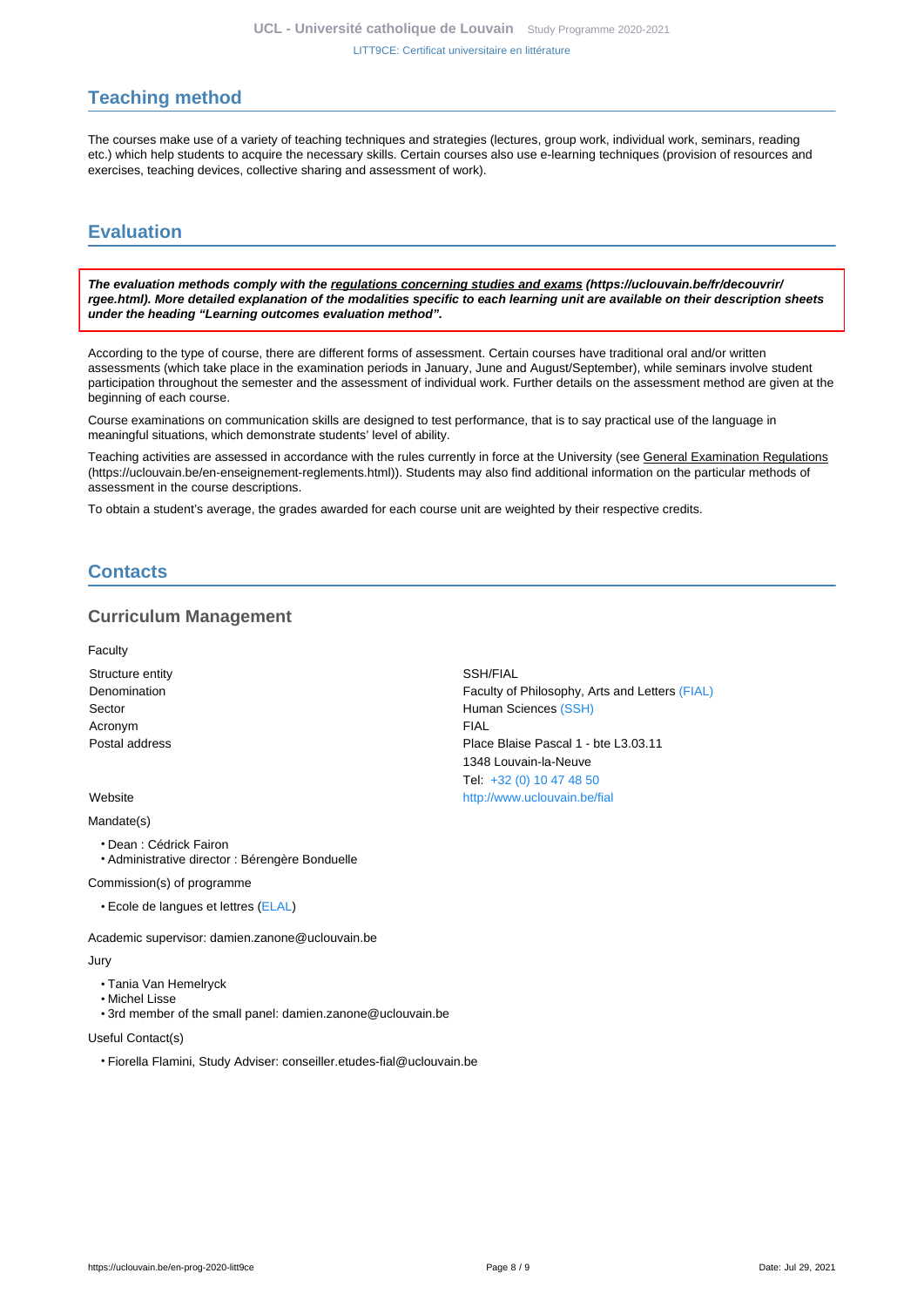## Teaching method

The courses make use of a variety of teaching techniques and strategies (lectures, group work, individual work, seminars, reading etc.) which help students to acquire the necessary skills. Certain courses also use e-learning techniques (provision of resources and exercises, teaching devices, collective sharing and assessment of work).

## Evaluation

***The evaluation methods comply with the regulations concerning studies and exams (https://uclouvain.be/fr/decouvrir/rgee.html). More detailed explanation of the modalities specific to each learning unit are available on their description sheets under the heading "Learning outcomes evaluation method".***

According to the type of course, there are different forms of assessment. Certain courses have traditional oral and/or written assessments (which take place in the examination periods in January, June and August/September), while seminars involve student participation throughout the semester and the assessment of individual work. Further details on the assessment method are given at the beginning of each course.

Course examinations on communication skills are designed to test performance, that is to say practical use of the language in meaningful situations, which demonstrate students' level of ability.

Teaching activities are assessed in accordance with the rules currently in force at the University (see General Examination Regulations (https://uclouvain.be/en-enseignement-reglements.html)). Students may also find additional information on the particular methods of assessment in the course descriptions.

To obtain a student's average, the grades awarded for each course unit are weighted by their respective credits.

## Contacts

### Curriculum Management

Faculty

| | |
|---|---|
| Structure entity | SSH/FIAL |
| Denomination | Faculty of Philosophy, Arts and Letters (FIAL) |
| Sector | Human Sciences (SSH) |
| Acronym | FIAL |
| Postal address | Place Blaise Pascal 1 - bte L3.03.11<br>1348 Louvain-la-Neuve<br>Tel: +32 (0) 10 47 48 50 |
| Website | http://www.uclouvain.be/fial |

Mandate(s)

- Dean : Cédrick Fairon
- Administrative director : Bérengère Bonduelle

Commission(s) of programme

- Ecole de langues et lettres (ELAL)

Academic supervisor: damien.zanone@uclouvain.be

Jury

- Tania Van Hemelryck
- Michel Lisse
- 3rd member of the small panel: damien.zanone@uclouvain.be

Useful Contact(s)

- Fiorella Flamini, Study Adviser: conseiller.etudes-fial@uclouvain.be